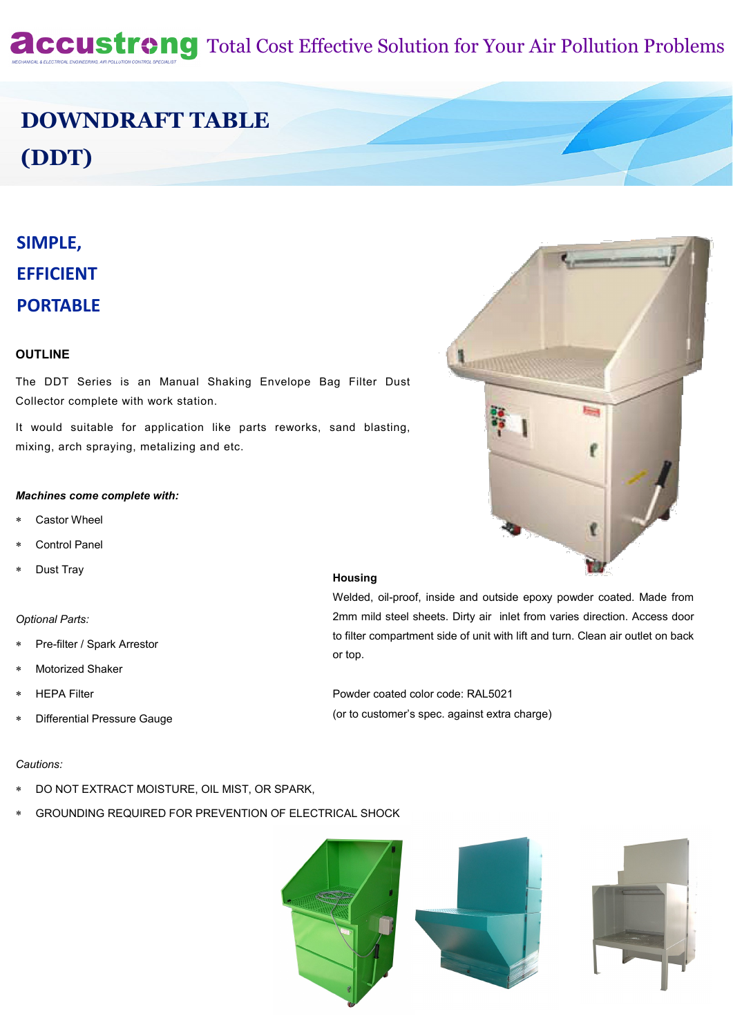accustrong Total Cost Effective Solution for Your Air Pollution Problems

MECHANICAL & ELECTRICAL ENGINEERING, AIR POLLUTION CONTROL SPECIALIST

# DOWNDRAFT TABLE (DDT)

## SIMPLE, EFFICIENT PORTABLE

### OUTLINE

The DDT Series is an Manual Shaking Envelope Bag Filter Dust Collector complete with work station.

It would suitable for application like parts reworks, sand blasting, mixing, arch spraying, metalizing and etc.

***Machines come complete with:***

- Castor Wheel
- Control Panel
- Dust Tray

*Optional Parts:*

- Pre-filter / Spark Arrestor
- Motorized Shaker
- HEPA Filter
- Differential Pressure Gauge

**Housing**

Welded, oil-proof, inside and outside epoxy powder coated. Made from 2mm mild steel sheets. Dirty air inlet from varies direction. Access door to filter compartment side of unit with lift and turn. Clean air outlet on back or top.

Powder coated color code: RAL5021

(or to customer's spec. against extra charge)

*Cautions:*

- DO NOT EXTRACT MOISTURE, OIL MIST, OR SPARK,
- GROUNDING REQUIRED FOR PREVENTION OF ELECTRICAL SHOCK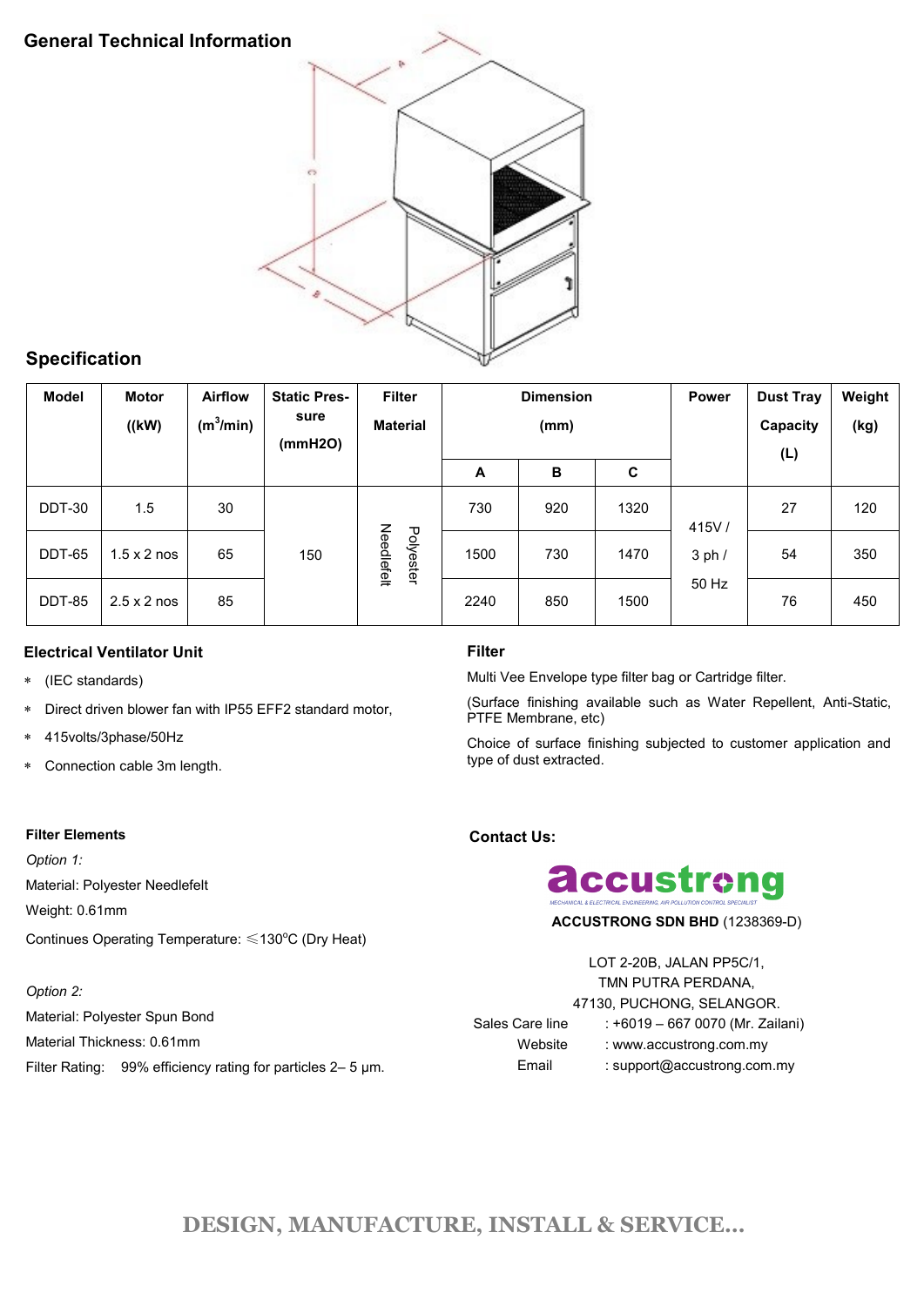## General Technical Information

## Specification

| Model | Motor ((kW) | Airflow ($m^3$/min) | Static Pressure (mmH2O) | Filter Material | Dimension (mm) | | | Power | Dust Tray Capacity (L) | Weight (kg) |
|---|---|---|---|---|---|---|---|---|---|---|
| | | | | | A | B | C | | | |
| DDT-30 | 1.5 | 30 | 150 | Polyester Needlefelt | 730 | 920 | 1320 | 415V / 3 ph / 50 Hz | 27 | 120 |
| DDT-65 | 1.5 x 2 nos | 65 | | | 1500 | 730 | 1470 | | 54 | 350 |
| DDT-85 | 2.5 x 2 nos | 85 | | | 2240 | 850 | 1500 | | 76 | 450 |

### Electrical Ventilator Unit

* (IEC standards)
* Direct driven blower fan with IP55 EFF2 standard motor,
* 415volts/3phase/50Hz
* Connection cable 3m length.

### Filter

Multi Vee Envelope type filter bag or Cartridge filter.

(Surface finishing available such as Water Repellent, Anti-Static, PTFE Membrane, etc)

Choice of surface finishing subjected to customer application and type of dust extracted.

### Filter Elements

*Option 1:*

Material: Polyester Needlefelt

Weight: 0.61mm

Continues Operating Temperature: ≤130°C (Dry Heat)

*Option 2:*

Material: Polyester Spun Bond

Material Thickness: 0.61mm

Filter Rating: 99% efficiency rating for particles 2– 5 μm.

### Contact Us:

accustrong

MECHANICAL & ELECTRICAL ENGINEERING, AIR POLLUTION CONTROL SPECIALIST

**ACCUSTRONG SDN BHD** (1238369-D)

LOT 2-20B, JALAN PP5C/1,
TMN PUTRA PERDANA,
47130, PUCHONG, SELANGOR.

Sales Care line : +6019 – 667 0070 (Mr. Zailani)
Website : www.accustrong.com.my
Email : support@accustrong.com.my

DESIGN, MANUFACTURE, INSTALL & SERVICE...